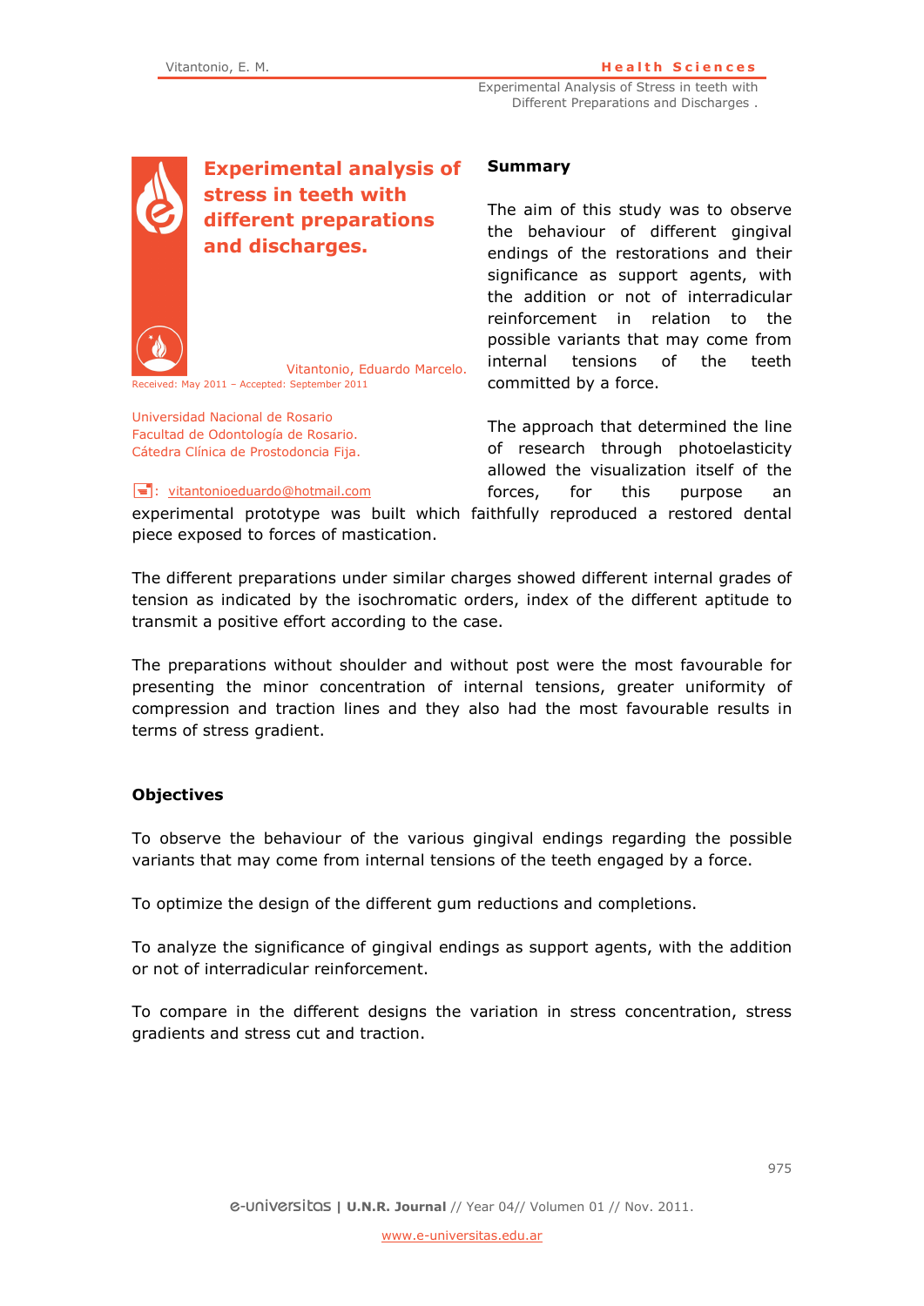# Experimental analysis of stress in teeth with different preparations and discharges.

Vitantonio, Eduardo Marcelo.

Received: May 2011 – Accepted: September 2011

Universidad Nacional de Rosario
Facultad de Odontología de Rosario.
Cátedra Clínica de Prostodoncia Fija.

: vitantonioeduardo@hotmail.com

## Summary

The aim of this study was to observe the behaviour of different gingival endings of the restorations and their significance as support agents, with the addition or not of interradicular reinforcement in relation to the possible variants that may come from internal tensions of the teeth committed by a force.

The approach that determined the line of research through photoelasticity allowed the visualization itself of the forces, for this purpose an experimental prototype was built which faithfully reproduced a restored dental piece exposed to forces of mastication.

The different preparations under similar charges showed different internal grades of tension as indicated by the isochromatic orders, index of the different aptitude to transmit a positive effort according to the case.

The preparations without shoulder and without post were the most favourable for presenting the minor concentration of internal tensions, greater uniformity of compression and traction lines and they also had the most favourable results in terms of stress gradient.

## Objectives

To observe the behaviour of the various gingival endings regarding the possible variants that may come from internal tensions of the teeth engaged by a force.

To optimize the design of the different gum reductions and completions.

To analyze the significance of gingival endings as support agents, with the addition or not of interradicular reinforcement.

To compare in the different designs the variation in stress concentration, stress gradients and stress cut and traction.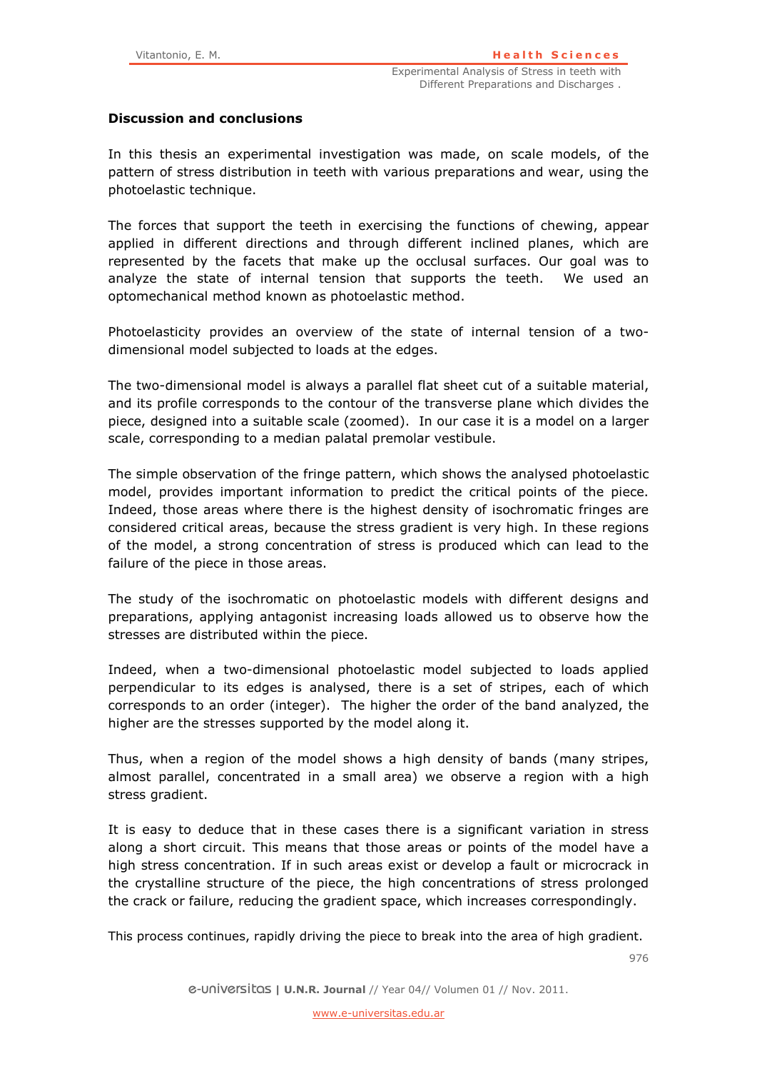## Discussion and conclusions

In this thesis an experimental investigation was made, on scale models, of the pattern of stress distribution in teeth with various preparations and wear, using the photoelastic technique.

The forces that support the teeth in exercising the functions of chewing, appear applied in different directions and through different inclined planes, which are represented by the facets that make up the occlusal surfaces. Our goal was to analyze the state of internal tension that supports the teeth. We used an optomechanical method known as photoelastic method.

Photoelasticity provides an overview of the state of internal tension of a two-dimensional model subjected to loads at the edges.

The two-dimensional model is always a parallel flat sheet cut of a suitable material, and its profile corresponds to the contour of the transverse plane which divides the piece, designed into a suitable scale (zoomed). In our case it is a model on a larger scale, corresponding to a median palatal premolar vestibule.

The simple observation of the fringe pattern, which shows the analysed photoelastic model, provides important information to predict the critical points of the piece. Indeed, those areas where there is the highest density of isochromatic fringes are considered critical areas, because the stress gradient is very high. In these regions of the model, a strong concentration of stress is produced which can lead to the failure of the piece in those areas.

The study of the isochromatic on photoelastic models with different designs and preparations, applying antagonist increasing loads allowed us to observe how the stresses are distributed within the piece.

Indeed, when a two-dimensional photoelastic model subjected to loads applied perpendicular to its edges is analysed, there is a set of stripes, each of which corresponds to an order (integer). The higher the order of the band analyzed, the higher are the stresses supported by the model along it.

Thus, when a region of the model shows a high density of bands (many stripes, almost parallel, concentrated in a small area) we observe a region with a high stress gradient.

It is easy to deduce that in these cases there is a significant variation in stress along a short circuit. This means that those areas or points of the model have a high stress concentration. If in such areas exist or develop a fault or microcrack in the crystalline structure of the piece, the high concentrations of stress prolonged the crack or failure, reducing the gradient space, which increases correspondingly.

This process continues, rapidly driving the piece to break into the area of high gradient.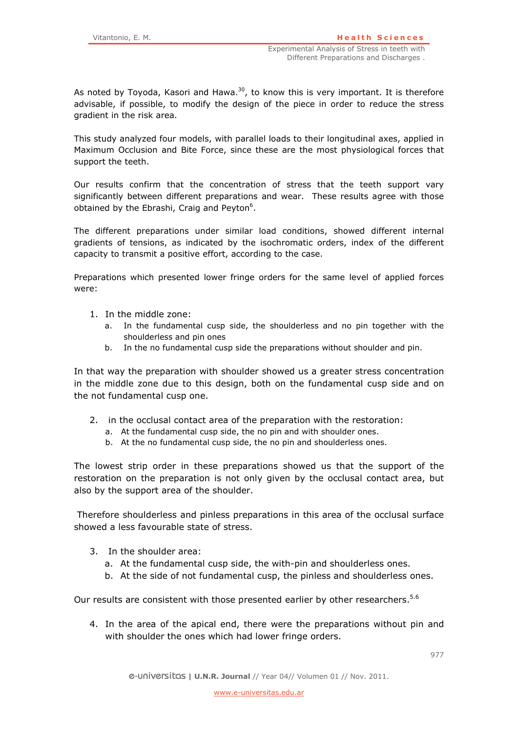As noted by Toyoda, Kasori and Hawa.[30], to know this is very important. It is therefore advisable, if possible, to modify the design of the piece in order to reduce the stress gradient in the risk area.

This study analyzed four models, with parallel loads to their longitudinal axes, applied in Maximum Occlusion and Bite Force, since these are the most physiological forces that support the teeth.

Our results confirm that the concentration of stress that the teeth support vary significantly between different preparations and wear. These results agree with those obtained by the Ebrashi, Craig and Peyton[6].

The different preparations under similar load conditions, showed different internal gradients of tensions, as indicated by the isochromatic orders, index of the different capacity to transmit a positive effort, according to the case.

Preparations which presented lower fringe orders for the same level of applied forces were:

1. In the middle zone:
   a. In the fundamental cusp side, the shoulderless and no pin together with the shoulderless and pin ones
   b. In the no fundamental cusp side the preparations without shoulder and pin.

In that way the preparation with shoulder showed us a greater stress concentration in the middle zone due to this design, both on the fundamental cusp side and on the not fundamental cusp one.

2. in the occlusal contact area of the preparation with the restoration:
   a. At the fundamental cusp side, the no pin and with shoulder ones.
   b. At the no fundamental cusp side, the no pin and shoulderless ones.

The lowest strip order in these preparations showed us that the support of the restoration on the preparation is not only given by the occlusal contact area, but also by the support area of the shoulder.

Therefore shoulderless and pinless preparations in this area of the occlusal surface showed a less favourable state of stress.

3. In the shoulder area:
   a. At the fundamental cusp side, the with-pin and shoulderless ones.
   b. At the side of not fundamental cusp, the pinless and shoulderless ones.

Our results are consistent with those presented earlier by other researchers.[5,6]

4. In the area of the apical end, there were the preparations without pin and with shoulder the ones which had lower fringe orders.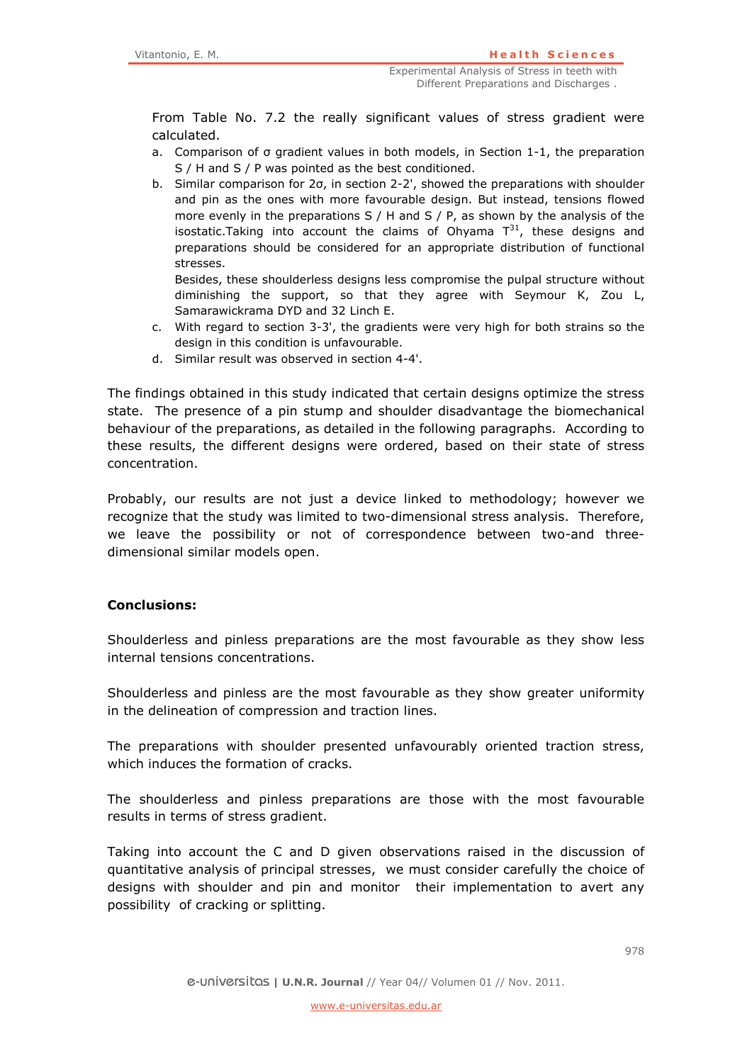From Table No. 7.2 the really significant values of stress gradient were calculated.

a. Comparison of σ gradient values in both models, in Section 1-1, the preparation S / H and S / P was pointed as the best conditioned.
b. Similar comparison for 2σ, in section 2-2', showed the preparations with shoulder and pin as the ones with more favourable design. But instead, tensions flowed more evenly in the preparations S / H and S / P, as shown by the analysis of the isostatic.Taking into account the claims of Ohyama T[31], these designs and preparations should be considered for an appropriate distribution of functional stresses.

   Besides, these shoulderless designs less compromise the pulpal structure without diminishing the support, so that they agree with Seymour K, Zou L, Samarawickrama DYD and 32 Linch E.
c. With regard to section 3-3', the gradients were very high for both strains so the design in this condition is unfavourable.
d. Similar result was observed in section 4-4'.

The findings obtained in this study indicated that certain designs optimize the stress state. The presence of a pin stump and shoulder disadvantage the biomechanical behaviour of the preparations, as detailed in the following paragraphs. According to these results, the different designs were ordered, based on their state of stress concentration.

Probably, our results are not just a device linked to methodology; however we recognize that the study was limited to two-dimensional stress analysis. Therefore, we leave the possibility or not of correspondence between two-and three-dimensional similar models open.

**Conclusions:**

Shoulderless and pinless preparations are the most favourable as they show less internal tensions concentrations.

Shoulderless and pinless are the most favourable as they show greater uniformity in the delineation of compression and traction lines.

The preparations with shoulder presented unfavourably oriented traction stress, which induces the formation of cracks.

The shoulderless and pinless preparations are those with the most favourable results in terms of stress gradient.

Taking into account the C and D given observations raised in the discussion of quantitative analysis of principal stresses, we must consider carefully the choice of designs with shoulder and pin and monitor their implementation to avert any possibility of cracking or splitting.